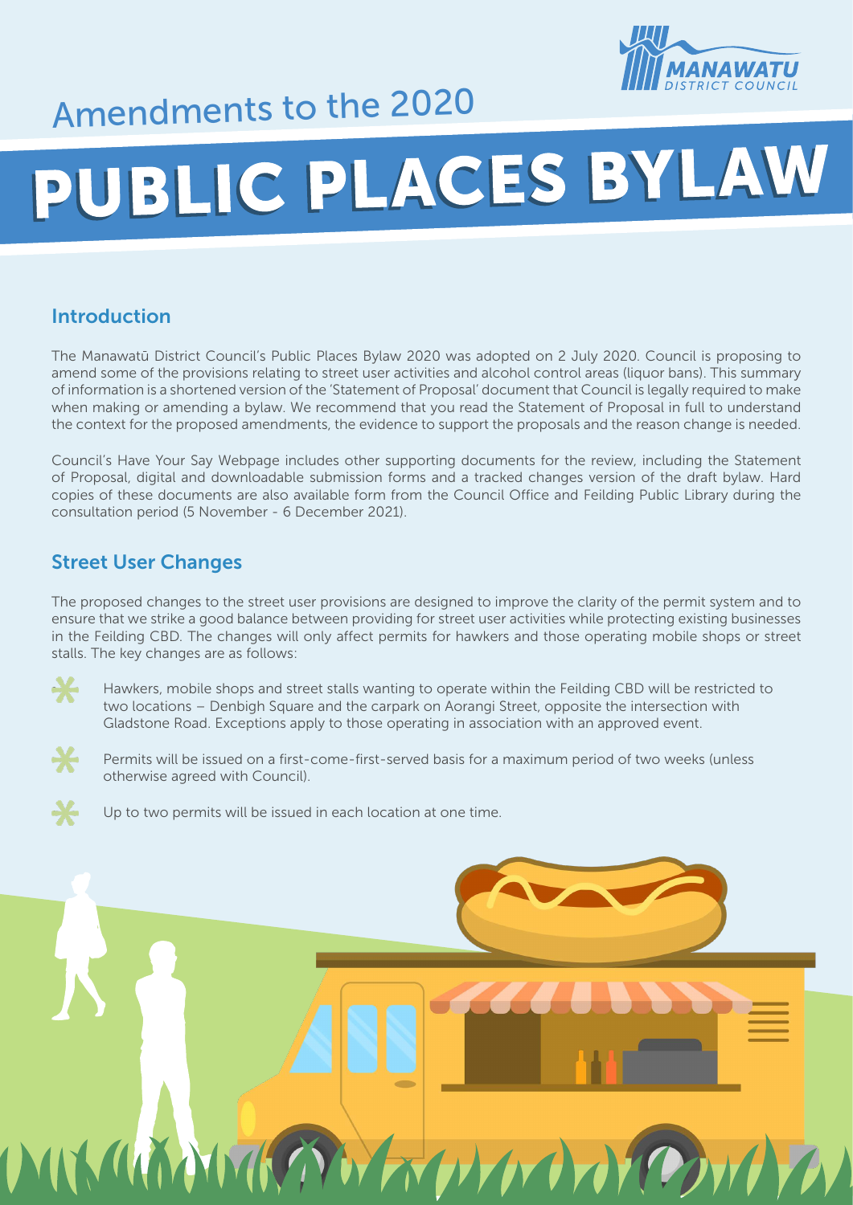MANAWATU DISTRICT COUNCIL

# Amendments to the 2020 PUBLIC PLACES BYLAW

## Introduction

The Manawatū District Council's Public Places Bylaw 2020 was adopted on 2 July 2020. Council is proposing to amend some of the provisions relating to street user activities and alcohol control areas (liquor bans). This summary of information is a shortened version of the 'Statement of Proposal' document that Council is legally required to make when making or amending a bylaw. We recommend that you read the Statement of Proposal in full to understand the context for the proposed amendments, the evidence to support the proposals and the reason change is needed.

Council's Have Your Say Webpage includes other supporting documents for the review, including the Statement of Proposal, digital and downloadable submission forms and a tracked changes version of the draft bylaw. Hard copies of these documents are also available form from the Council Office and Feilding Public Library during the consultation period (5 November - 6 December 2021).

## Street User Changes

The proposed changes to the street user provisions are designed to improve the clarity of the permit system and to ensure that we strike a good balance between providing for street user activities while protecting existing businesses in the Feilding CBD. The changes will only affect permits for hawkers and those operating mobile shops or street stalls. The key changes are as follows:

- Hawkers, mobile shops and street stalls wanting to operate within the Feilding CBD will be restricted to two locations – Denbigh Square and the carpark on Aorangi Street, opposite the intersection with Gladstone Road. Exceptions apply to those operating in association with an approved event.
- Permits will be issued on a first-come-first-served basis for a maximum period of two weeks (unless otherwise agreed with Council).
- Up to two permits will be issued in each location at one time.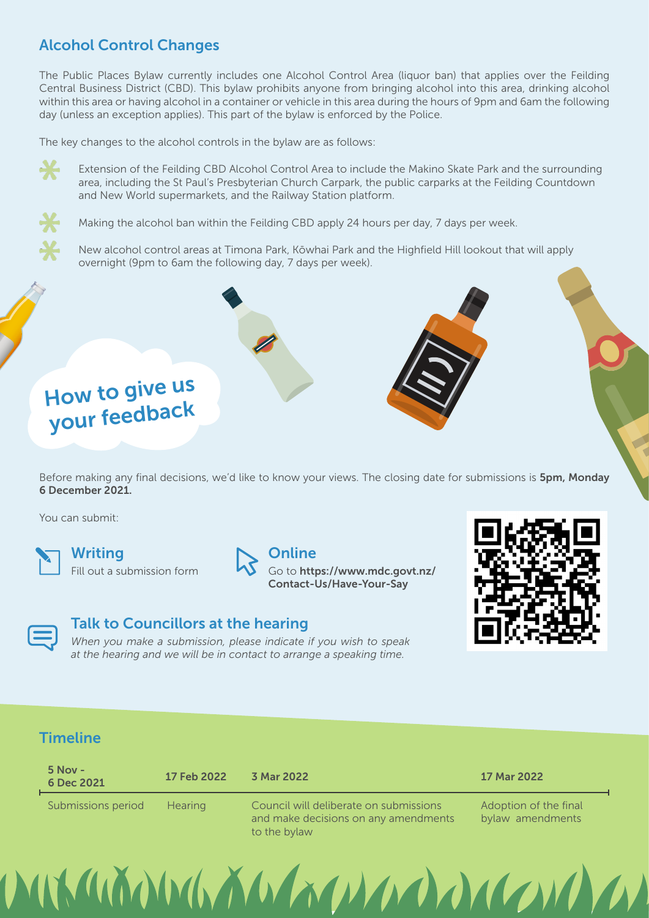## Alcohol Control Changes

The Public Places Bylaw currently includes one Alcohol Control Area (liquor ban) that applies over the Feilding Central Business District (CBD). This bylaw prohibits anyone from bringing alcohol into this area, drinking alcohol within this area or having alcohol in a container or vehicle in this area during the hours of 9pm and 6am the following day (unless an exception applies). This part of the bylaw is enforced by the Police.

The key changes to the alcohol controls in the bylaw are as follows:

- Extension of the Feilding CBD Alcohol Control Area to include the Makino Skate Park and the surrounding area, including the St Paul's Presbyterian Church Carpark, the public carparks at the Feilding Countdown and New World supermarkets, and the Railway Station platform.
- Making the alcohol ban within the Feilding CBD apply 24 hours per day, 7 days per week.
- New alcohol control areas at Timona Park, Kōwhai Park and the Highfield Hill lookout that will apply overnight (9pm to 6am the following day, 7 days per week).

## How to give us your feedback

Before making any final decisions, we'd like to know your views. The closing date for submissions is **5pm, Monday 6 December 2021.**

You can submit:

### Writing

Fill out a submission form

### Online

Go to **https://www.mdc.govt.nz/Contact-Us/Have-Your-Say**

### Talk to Councillors at the hearing

*When you make a submission, please indicate if you wish to speak at the hearing and we will be in contact to arrange a speaking time.*

## Timeline

| 5 Nov - 6 Dec 2021 | 17 Feb 2022 | 3 Mar 2022 | 17 Mar 2022 |
|---|---|---|---|
| Submissions period | Hearing | Council will deliberate on submissions and make decisions on any amendments to the bylaw | Adoption of the final bylaw amendments |